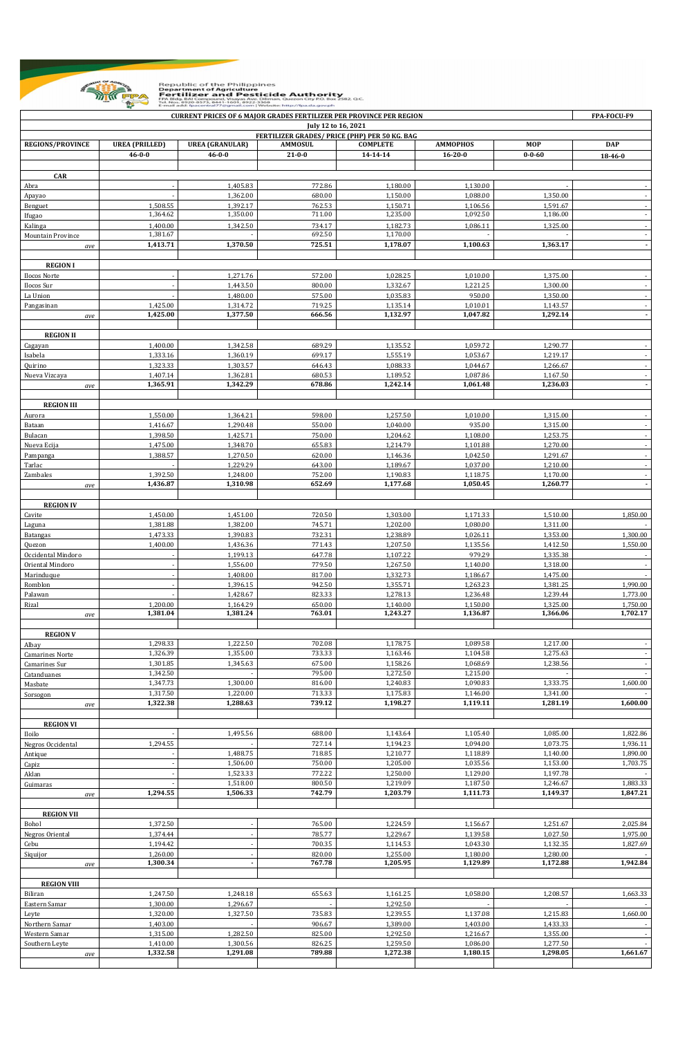Republic of the Philippines
Department of Agriculture
**Fertilizer and Pesticide Authority**
FPA Bldg. BAI Compound, Visayas Ave. Diliman, Quezon City P.O. Box 2582, Q.C.
Tel. Nos. 8920-8573, 8441-1601, 8922-3368
E-mail add: fpacentral77@gmail.com | Website: http://fpa.da.gov.ph

| CURRENT PRICES OF 6 MAJOR GRADES FERTILIZER PER PROVINCE PER REGION | | | | | | | FPA-FOCU-F9 |
|---|---|---|---|---|---|---|---|
| July 12 to 16, 2021 | | | | | | | |
| | FERTILIZER GRADES/ PRICE (PHP) PER 50 KG. BAG | | | | | | |
| REGIONS/PROVINCE | UREA (PRILLED) | UREA (GRANULAR) | AMMOSUL | COMPLETE | AMMOPHOS | MOP | DAP |
| | 46-0-0 | 46-0-0 | 21-0-0 | 14-14-14 | 16-20-0 | 0-0-60 | 18-46-0 |
| **CAR** | | | | | | | |
| Abra | - | 1,405.83 | 772.86 | 1,180.00 | 1,130.00 | - | - |
| Apayao | - | 1,362.00 | 680.00 | 1,150.00 | 1,088.00 | 1,350.00 | - |
| Benguet | 1,508.55 | 1,392.17 | 762.53 | 1,150.71 | 1,106.56 | 1,591.67 | - |
| Ifugao | 1,364.62 | 1,350.00 | 711.00 | 1,235.00 | 1,092.50 | 1,186.00 | - |
| Kalinga | 1,400.00 | 1,342.50 | 734.17 | 1,182.73 | 1,086.11 | 1,325.00 | - |
| Mountain Province | 1,381.67 | - | 692.50 | 1,170.00 | - | - | - |
| *ave* | **1,413.71** | **1,370.50** | **725.51** | **1,178.07** | **1,100.63** | **1,363.17** | **-** |
| **REGION I** | | | | | | | |
| Ilocos Norte | - | 1,271.76 | 572.00 | 1,028.25 | 1,010.00 | 1,375.00 | - |
| Ilocos Sur | - | 1,443.50 | 800.00 | 1,332.67 | 1,221.25 | 1,300.00 | - |
| La Union | - | 1,480.00 | 575.00 | 1,035.83 | 950.00 | 1,350.00 | - |
| Pangasinan | 1,425.00 | 1,314.72 | 719.25 | 1,135.14 | 1,010.01 | 1,143.57 | - |
| *ave* | **1,425.00** | **1,377.50** | **666.56** | **1,132.97** | **1,047.82** | **1,292.14** | **-** |
| **REGION II** | | | | | | | |
| Cagayan | 1,400.00 | 1,342.58 | 689.29 | 1,135.52 | 1,059.72 | 1,290.77 | - |
| Isabela | 1,333.16 | 1,360.19 | 699.17 | 1,555.19 | 1,053.67 | 1,219.17 | - |
| Quirino | 1,323.33 | 1,303.57 | 646.43 | 1,088.33 | 1,044.67 | 1,266.67 | - |
| Nueva Vizcaya | 1,407.14 | 1,362.81 | 680.53 | 1,189.52 | 1,087.86 | 1,167.50 | - |
| *ave* | **1,365.91** | **1,342.29** | **678.86** | **1,242.14** | **1,061.48** | **1,236.03** | **-** |
| **REGION III** | | | | | | | |
| Aurora | 1,550.00 | 1,364.21 | 598.00 | 1,257.50 | 1,010.00 | 1,315.00 | - |
| Bataan | 1,416.67 | 1,290.48 | 550.00 | 1,040.00 | 935.00 | 1,315.00 | - |
| Bulacan | 1,398.50 | 1,425.71 | 750.00 | 1,204.62 | 1,108.00 | 1,253.75 | - |
| Nueva Ecija | 1,475.00 | 1,348.70 | 655.83 | 1,214.79 | 1,101.88 | 1,270.00 | - |
| Pampanga | 1,388.57 | 1,270.50 | 620.00 | 1,146.36 | 1,042.50 | 1,291.67 | - |
| Tarlac | - | 1,229.29 | 643.00 | 1,189.67 | 1,037.00 | 1,210.00 | - |
| Zambales | 1,392.50 | 1,248.00 | 752.00 | 1,190.83 | 1,118.75 | 1,170.00 | - |
| *ave* | **1,436.87** | **1,310.98** | **652.69** | **1,177.68** | **1,050.45** | **1,260.77** | **-** |
| **REGION IV** | | | | | | | |
| Cavite | 1,450.00 | 1,451.00 | 720.50 | 1,303.00 | 1,171.33 | 1,510.00 | 1,850.00 |
| Laguna | 1,381.88 | 1,382.00 | 745.71 | 1,202.00 | 1,080.00 | 1,311.00 | - |
| Batangas | 1,473.33 | 1,390.83 | 732.31 | 1,238.89 | 1,026.11 | 1,353.00 | 1,300.00 |
| Quezon | 1,400.00 | 1,436.36 | 771.43 | 1,207.50 | 1,135.56 | 1,412.50 | 1,550.00 |
| Occidental Mindoro | - | 1,199.13 | 647.78 | 1,107.22 | 979.29 | 1,335.38 | - |
| Oriental Mindoro | - | 1,556.00 | 779.50 | 1,267.50 | 1,140.00 | 1,318.00 | - |
| Marinduque | - | 1,408.00 | 817.00 | 1,332.73 | 1,186.67 | 1,475.00 | - |
| Romblon | - | 1,396.15 | 942.50 | 1,355.71 | 1,263.23 | 1,381.25 | 1,990.00 |
| Palawan | - | 1,428.67 | 823.33 | 1,278.13 | 1,236.48 | 1,239.44 | 1,773.00 |
| Rizal | 1,200.00 | 1,164.29 | 650.00 | 1,140.00 | 1,150.00 | 1,325.00 | 1,750.00 |
| *ave* | **1,381.04** | **1,381.24** | **763.01** | **1,243.27** | **1,136.87** | **1,366.06** | **1,702.17** |
| **REGION V** | | | | | | | |
| Albay | 1,298.33 | 1,222.50 | 702.08 | 1,178.75 | 1,089.58 | 1,217.00 | - |
| Camarines Norte | 1,326.39 | 1,355.00 | 733.33 | 1,163.46 | 1,104.58 | 1,275.63 | - |
| Camarines Sur | 1,301.85 | 1,345.63 | 675.00 | 1,158.26 | 1,068.69 | 1,238.56 | - |
| Catanduanes | 1,342.50 | - | 795.00 | 1,272.50 | 1,215.00 | - | - |
| Masbate | 1,347.73 | 1,300.00 | 816.00 | 1,240.83 | 1,090.83 | 1,333.75 | 1,600.00 |
| Sorsogon | 1,317.50 | 1,220.00 | 713.33 | 1,175.83 | 1,146.00 | 1,341.00 | - |
| *ave* | **1,322.38** | **1,288.63** | **739.12** | **1,198.27** | **1,119.11** | **1,281.19** | **1,600.00** |
| **REGION VI** | | | | | | | |
| Iloilo | - | 1,495.56 | 688.00 | 1,143.64 | 1,105.40 | 1,085.00 | 1,822.86 |
| Negros Occidental | 1,294.55 | - | 727.14 | 1,194.23 | 1,094.00 | 1,073.75 | 1,936.11 |
| Antique | - | 1,488.75 | 718.85 | 1,210.77 | 1,118.89 | 1,140.00 | 1,890.00 |
| Capiz | - | 1,506.00 | 750.00 | 1,205.00 | 1,035.56 | 1,153.00 | 1,703.75 |
| Aklan | - | 1,523.33 | 772.22 | 1,250.00 | 1,129.00 | 1,197.78 | - |
| Guimaras | - | 1,518.00 | 800.50 | 1,219.09 | 1,187.50 | 1,246.67 | 1,883.33 |
| *ave* | **1,294.55** | **1,506.33** | **742.79** | **1,203.79** | **1,111.73** | **1,149.37** | **1,847.21** |
| **REGION VII** | | | | | | | |
| Bohol | 1,372.50 | - | 765.00 | 1,224.59 | 1,156.67 | 1,251.67 | 2,025.84 |
| Negros Oriental | 1,374.44 | - | 785.77 | 1,229.67 | 1,139.58 | 1,027.50 | 1,975.00 |
| Cebu | 1,194.42 | - | 700.35 | 1,114.53 | 1,043.30 | 1,132.35 | 1,827.69 |
| Siquijor | 1,260.00 | - | 820.00 | 1,255.00 | 1,180.00 | 1,280.00 | - |
| *ave* | **1,300.34** | **-** | **767.78** | **1,205.95** | **1,129.89** | **1,172.88** | **1,942.84** |
| **REGION VIII** | | | | | | | |
| Biliran | 1,247.50 | 1,248.18 | 655.63 | 1,161.25 | 1,058.00 | 1,208.57 | 1,663.33 |
| Eastern Samar | 1,300.00 | 1,296.67 | - | 1,292.50 | - | - | - |
| Leyte | 1,320.00 | 1,327.50 | 735.83 | 1,239.55 | 1,137.08 | 1,215.83 | 1,660.00 |
| Northern Samar | 1,403.00 | - | 906.67 | 1,389.00 | 1,403.00 | 1,433.33 | - |
| Western Samar | 1,315.00 | 1,282.50 | 825.00 | 1,292.50 | 1,216.67 | 1,355.00 | - |
| Southern Leyte | 1,410.00 | 1,300.56 | 826.25 | 1,259.50 | 1,086.00 | 1,277.50 | - |
| *ave* | **1,332.58** | **1,291.08** | **789.88** | **1,272.38** | **1,180.15** | **1,298.05** | **1,661.67** |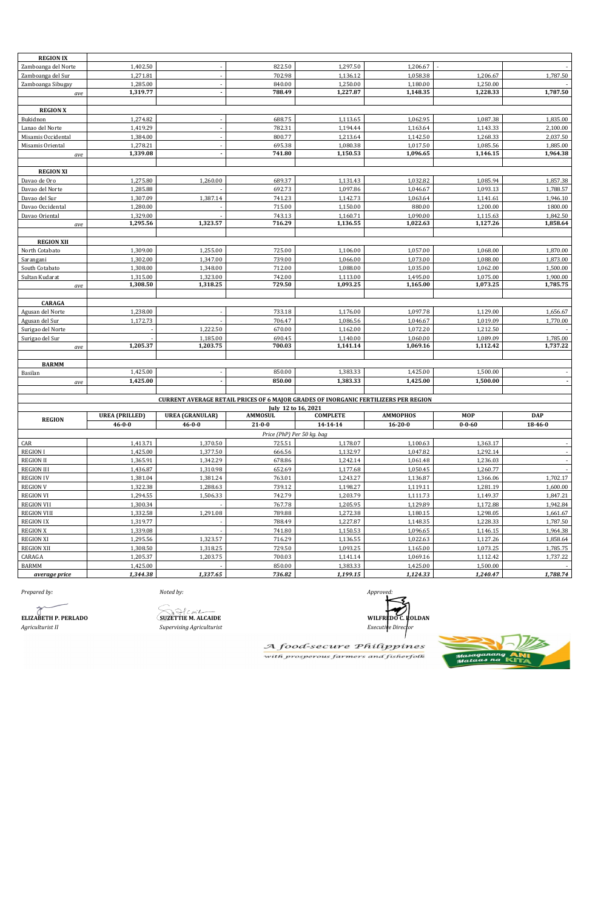| | | | | | | | |
|---|---|---|---|---|---|---|---|
| **REGION IX** | | | | | | | |
| Zamboanga del Norte | 1,402.50 | - | 822.50 | 1,297.50 | 1,206.67 | - | - |
| Zamboanga del Sur | 1,271.81 | - | 702.98 | 1,136.12 | 1,058.38 | 1,206.67 | 1,787.50 |
| Zamboanga Sibugay | 1,285.00 | - | 840.00 | 1,250.00 | 1,180.00 | 1,250.00 | - |
| *ave* | **1,319.77** | **-** | **788.49** | **1,227.87** | **1,148.35** | **1,228.33** | **1,787.50** |
| **REGION X** | | | | | | | |
| Bukidnon | 1,274.82 | - | 688.75 | 1,113.65 | 1,062.95 | 1,087.38 | 1,835.00 |
| Lanao del Norte | 1,419.29 | - | 782.31 | 1,194.44 | 1,163.64 | 1,143.33 | 2,100.00 |
| Misamis Occidental | 1,384.00 | - | 800.77 | 1,213.64 | 1,142.50 | 1,268.33 | 2,037.50 |
| Misamis Oriental | 1,278.21 | - | 695.38 | 1,080.38 | 1,017.50 | 1,085.56 | 1,885.00 |
| *ave* | **1,339.08** | **-** | **741.80** | **1,150.53** | **1,096.65** | **1,146.15** | **1,964.38** |
| **REGION XI** | | | | | | | |
| Davao de Oro | 1,275.80 | 1,260.00 | 689.37 | 1,131.43 | 1,032.82 | 1,085.94 | 1,857.38 |
| Davao del Norte | 1,285.88 | - | 692.73 | 1,097.86 | 1,046.67 | 1,093.13 | 1,788.57 |
| Davao del Sur | 1,307.09 | 1,387.14 | 741.23 | 1,142.73 | 1,063.64 | 1,141.61 | 1,946.10 |
| Davao Occidental | 1,280.00 | - | 715.00 | 1,150.00 | 880.00 | 1,200.00 | 1800.00 |
| Davao Oriental | 1,329.00 | - | 743.13 | 1,160.71 | 1,090.00 | 1,115.63 | 1,842.50 |
| *ave* | **1,295.56** | **1,323.57** | **716.29** | **1,136.55** | **1,022.63** | **1,127.26** | **1,858.64** |
| **REGION XII** | | | | | | | |
| North Cotabato | 1,309.00 | 1,255.00 | 725.00 | 1,106.00 | 1,057.00 | 1,068.00 | 1,870.00 |
| Sarangani | 1,302.00 | 1,347.00 | 739.00 | 1,066.00 | 1,073.00 | 1,088.00 | 1,873.00 |
| South Cotabato | 1,308.00 | 1,348.00 | 712.00 | 1,088.00 | 1,035.00 | 1,062.00 | 1,500.00 |
| Sultan Kudarat | 1,315.00 | 1,323.00 | 742.00 | 1,113.00 | 1,495.00 | 1,075.00 | 1,900.00 |
| *ave* | **1,308.50** | **1,318.25** | **729.50** | **1,093.25** | **1,165.00** | **1,073.25** | **1,785.75** |
| **CARAGA** | | | | | | | |
| Agusan del Norte | 1,238.00 | - | 733.18 | 1,176.00 | 1,097.78 | 1,129.00 | 1,656.67 |
| Agusan del Sur | 1,172.73 | - | 706.47 | 1,086.56 | 1,046.67 | 1,019.09 | 1,770.00 |
| Surigao del Norte | - | 1,222.50 | 670.00 | 1,162.00 | 1,072.20 | 1,212.50 | - |
| Surigao del Sur | - | 1,185.00 | 690.45 | 1,140.00 | 1,060.00 | 1,089.09 | 1,785.00 |
| *ave* | **1,205.37** | **1,203.75** | **700.03** | **1,141.14** | **1,069.16** | **1,112.42** | **1,737.22** |
| **BARMM** | | | | | | | |
| Basilan | 1,425.00 | - | 850.00 | 1,383.33 | 1,425.00 | 1,500.00 | - |
| *ave* | **1,425.00** | **-** | **850.00** | **1,383.33** | **1,425.00** | **1,500.00** | **-** |

**CURRENT AVERAGE RETAIL PRICES OF 6 MAJOR GRADES OF INORGANIC FERTILIZERS PER REGION**

**July 12 to 16, 2021**

| REGION | UREA (PRILLED) | UREA (GRANULAR) | AMMOSUL | COMPLETE | AMMOPHOS | MOP | DAP |
|---|---|---|---|---|---|---|---|
| | 46-0-0 | 46-0-0 | 21-0-0 | 14-14-14 | 16-20-0 | 0-0-60 | 18-46-0 |
| | | | *Price (PhP) Per 50 kg. bag* | | | | |
| CAR | 1,413.71 | 1,370.50 | 725.51 | 1,178.07 | 1,100.63 | 1,363.17 | - |
| REGION I | 1,425.00 | 1,377.50 | 666.56 | 1,132.97 | 1,047.82 | 1,292.14 | - |
| REGION II | 1,365.91 | 1,342.29 | 678.86 | 1,242.14 | 1,061.48 | 1,236.03 | - |
| REGION III | 1,436.87 | 1,310.98 | 652.69 | 1,177.68 | 1,050.45 | 1,260.77 | - |
| REGION IV | 1,381.04 | 1,381.24 | 763.01 | 1,243.27 | 1,136.87 | 1,366.06 | 1,702.17 |
| REGION V | 1,322.38 | 1,288.63 | 739.12 | 1,198.27 | 1,119.11 | 1,281.19 | 1,600.00 |
| REGION VI | 1,294.55 | 1,506.33 | 742.79 | 1,203.79 | 1,111.73 | 1,149.37 | 1,847.21 |
| REGION VII | 1,300.34 | - | 767.78 | 1,205.95 | 1,129.89 | 1,172.88 | 1,942.84 |
| REGION VIII | 1,332.58 | 1,291.08 | 789.88 | 1,272.38 | 1,180.15 | 1,298.05 | 1,661.67 |
| REGION IX | 1,319.77 | - | 788.49 | 1,227.87 | 1,148.35 | 1,228.33 | 1,787.50 |
| REGION X | 1,339.08 | - | 741.80 | 1,150.53 | 1,096.65 | 1,146.15 | 1,964.38 |
| REGION XI | 1,295.56 | 1,323.57 | 716.29 | 1,136.55 | 1,022.63 | 1,127.26 | 1,858.64 |
| REGION XII | 1,308.50 | 1,318.25 | 729.50 | 1,093.25 | 1,165.00 | 1,073.25 | 1,785.75 |
| CARAGA | 1,205.37 | 1,203.75 | 700.03 | 1,141.14 | 1,069.16 | 1,112.42 | 1,737.22 |
| BARMM | 1,425.00 | - | 850.00 | 1,383.33 | 1,425.00 | 1,500.00 | - |
| ***average price*** | ***1,344.38*** | ***1,337.65*** | ***736.82*** | ***1,199.15*** | ***1,124.33*** | ***1,240.47*** | ***1,788.74*** |

*Prepared by:*

**ELIZABETH P. PERLADO**
*Agriculturist II*

*Noted by:*

**SUZETTIE M. ALCAIDE**
*Supervising Agriculturist*

*Approved:*

**WILFREDO C. ROLDAN**
*Executive Director*

*A food-secure Philippines with prosperous farmers and fisherfolk*

Masaganang ANI Mataas na KITA